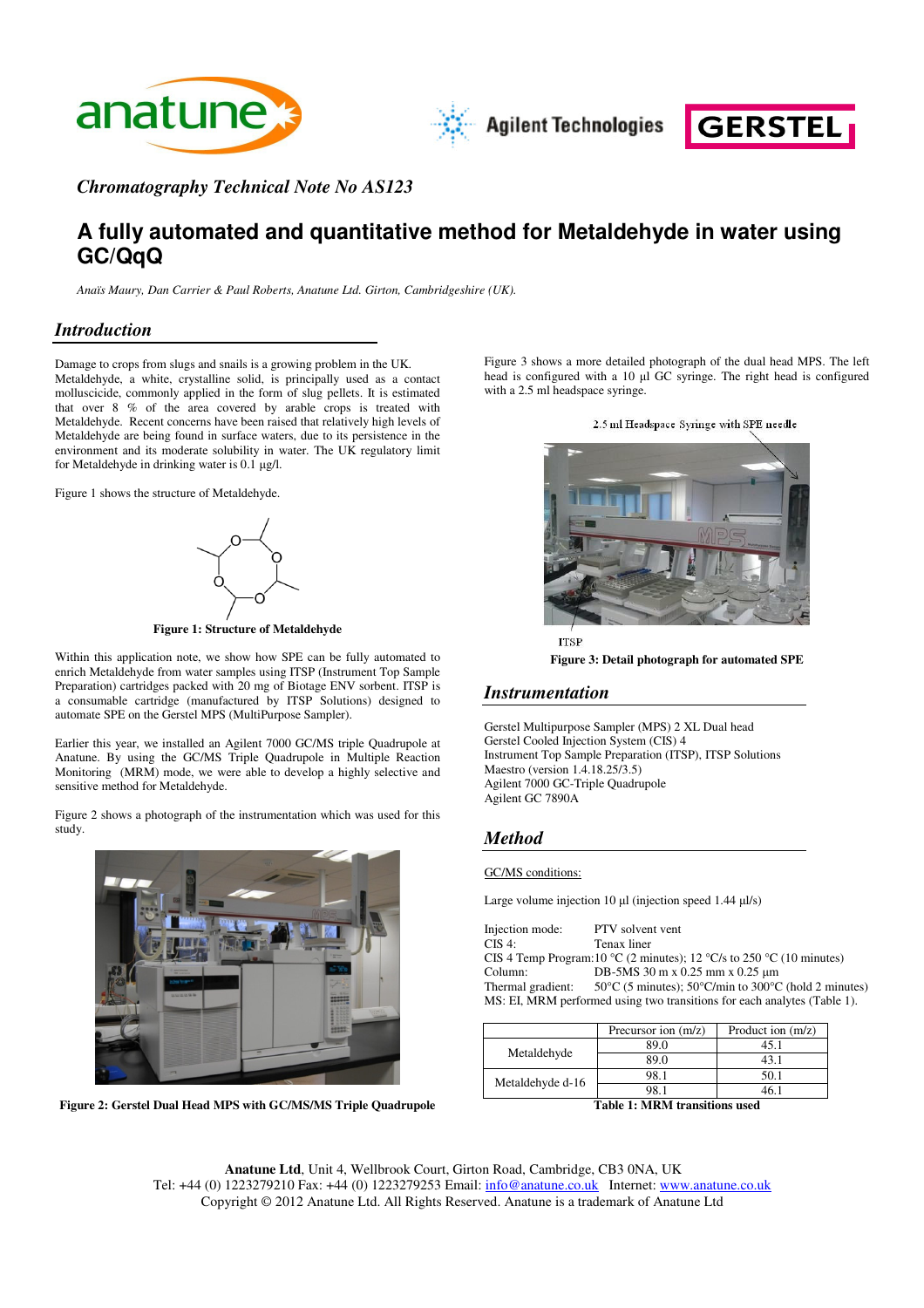*Chromatography Technical Note No AS123*

# A fully automated and quantitative method for Metaldehyde in water using GC/QqQ

*Anaïs Maury, Dan Carrier & Paul Roberts, Anatune Ltd. Girton, Cambridgeshire (UK).*

## Introduction

Damage to crops from slugs and snails is a growing problem in the UK. Metaldehyde, a white, crystalline solid, is principally used as a contact molluscicide, commonly applied in the form of slug pellets. It is estimated that over 8 % of the area covered by arable crops is treated with Metaldehyde. Recent concerns have been raised that relatively high levels of Metaldehyde are being found in surface waters, due to its persistence in the environment and its moderate solubility in water. The UK regulatory limit for Metaldehyde in drinking water is 0.1 µg/l.

Figure 1 shows the structure of Metaldehyde.

**Figure 1: Structure of Metaldehyde**

Within this application note, we show how SPE can be fully automated to enrich Metaldehyde from water samples using ITSP (Instrument Top Sample Preparation) cartridges packed with 20 mg of Biotage ENV sorbent. ITSP is a consumable cartridge (manufactured by ITSP Solutions) designed to automate SPE on the Gerstel MPS (MultiPurpose Sampler).

Earlier this year, we installed an Agilent 7000 GC/MS triple Quadrupole at Anatune. By using the GC/MS Triple Quadrupole in Multiple Reaction Monitoring (MRM) mode, we were able to develop a highly selective and sensitive method for Metaldehyde.

Figure 2 shows a photograph of the instrumentation which was used for this study.

**Figure 2: Gerstel Dual Head MPS with GC/MS/MS Triple Quadrupole**

Figure 3 shows a more detailed photograph of the dual head MPS. The left head is configured with a 10 µl GC syringe. The right head is configured with a 2.5 ml headspace syringe.

2.5 ml Headspace Syringe with SPE needle

ITSP

**Figure 3: Detail photograph for automated SPE**

## Instrumentation

Gerstel Multipurpose Sampler (MPS) 2 XL Dual head
Gerstel Cooled Injection System (CIS) 4
Instrument Top Sample Preparation (ITSP), ITSP Solutions
Maestro (version 1.4.18.25/3.5)
Agilent 7000 GC-Triple Quadrupole
Agilent GC 7890A

## Method

GC/MS conditions:

Large volume injection 10 µl (injection speed 1.44 µl/s)

Injection mode: PTV solvent vent
CIS 4: Tenax liner
CIS 4 Temp Program: 10 °C (2 minutes); 12 °C/s to 250 °C (10 minutes)
Column: DB-5MS 30 m x 0.25 mm x 0.25 µm
Thermal gradient: 50°C (5 minutes); 50°C/min to 300°C (hold 2 minutes)
MS: EI, MRM performed using two transitions for each analytes (Table 1).

| | Precursor ion (m/z) | Product ion (m/z) |
|---|---|---|
| Metaldehyde | 89.0 | 45.1 |
| | 89.0 | 43.1 |
| Metaldehyde d-16 | 98.1 | 50.1 |
| | 98.1 | 46.1 |

**Table 1: MRM transitions used**

**Anatune Ltd**, Unit 4, Wellbrook Court, Girton Road, Cambridge, CB3 0NA, UK
Tel: +44 (0) 1223279210 Fax: +44 (0) 1223279253 Email: info@anatune.co.uk Internet: www.anatune.co.uk
Copyright © 2012 Anatune Ltd. All Rights Reserved. Anatune is a trademark of Anatune Ltd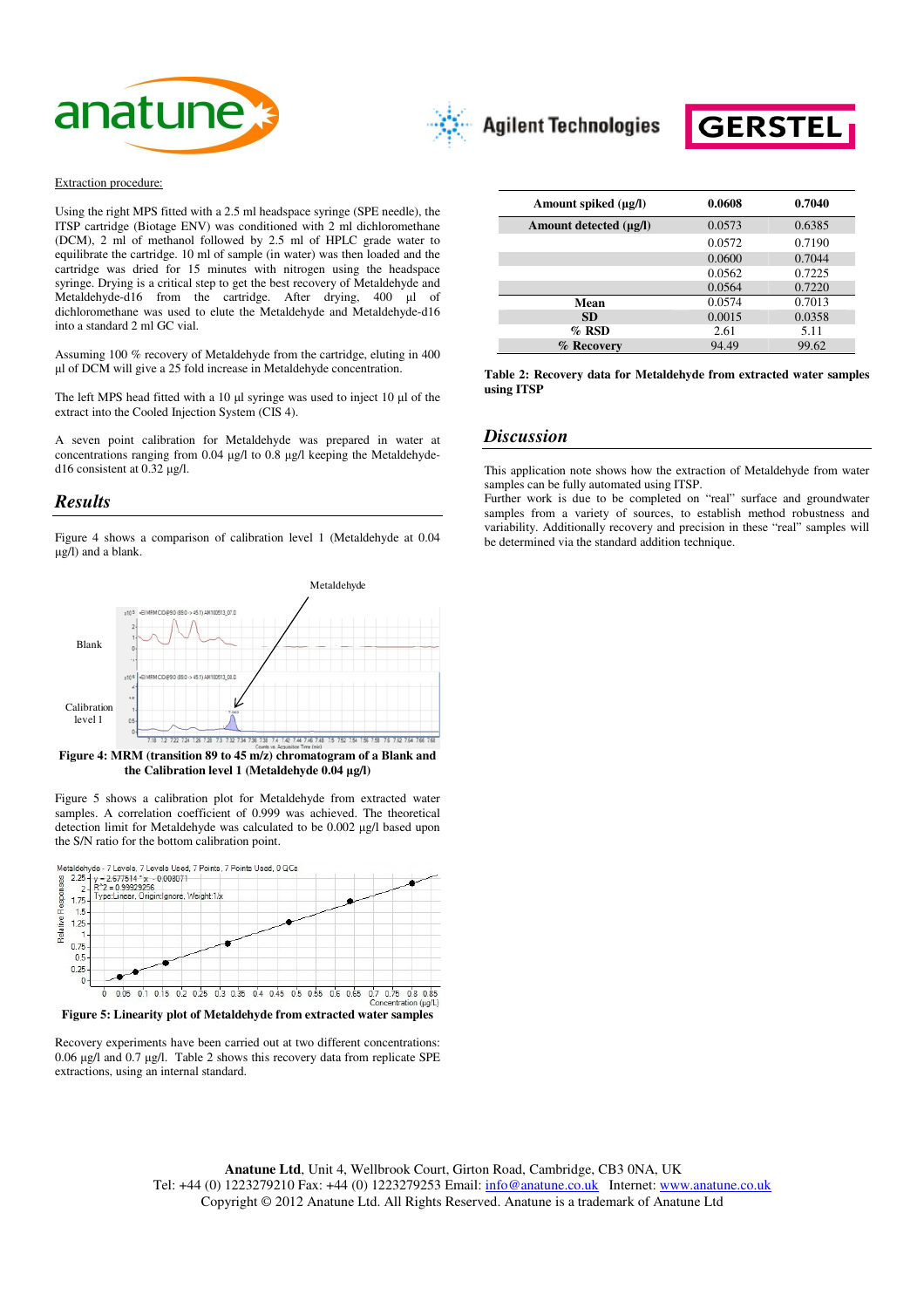Extraction procedure:

Using the right MPS fitted with a 2.5 ml headspace syringe (SPE needle), the ITSP cartridge (Biotage ENV) was conditioned with 2 ml dichloromethane (DCM), 2 ml of methanol followed by 2.5 ml of HPLC grade water to equilibrate the cartridge. 10 ml of sample (in water) was then loaded and the cartridge was dried for 15 minutes with nitrogen using the headspace syringe. Drying is a critical step to get the best recovery of Metaldehyde and Metaldehyde-d16 from the cartridge. After drying, 400 µl of dichloromethane was used to elute the Metaldehyde and Metaldehyde-d16 into a standard 2 ml GC vial.

Assuming 100 % recovery of Metaldehyde from the cartridge, eluting in 400 µl of DCM will give a 25 fold increase in Metaldehyde concentration.

The left MPS head fitted with a 10 µl syringe was used to inject 10 µl of the extract into the Cooled Injection System (CIS 4).

A seven point calibration for Metaldehyde was prepared in water at concentrations ranging from 0.04 µg/l to 0.8 µg/l keeping the Metaldehyde-d16 consistent at 0.32 µg/l.

## Results

Figure 4 shows a comparison of calibration level 1 (Metaldehyde at 0.04 µg/l) and a blank.

Metaldehyde

Blank

Calibration level 1

**Figure 4: MRM (transition 89 to 45 m/z) chromatogram of a Blank and the Calibration level 1 (Metaldehyde 0.04 µg/l)**

Figure 5 shows a calibration plot for Metaldehyde from extracted water samples. A correlation coefficient of 0.999 was achieved. The theoretical detection limit for Metaldehyde was calculated to be 0.002 µg/l based upon the S/N ratio for the bottom calibration point.

Metaldehyde - 7 Levels, 7 Levels Used, 7 Points, 7 Points Used, 0 QCs
y = 2.677514 * x - 0.008071
R^2 = 0.99929256
Type:Linear, Origin:Ignore, Weight:1/x
Relative Responses
Concentration (µg/l)

**Figure 5: Linearity plot of Metaldehyde from extracted water samples**

Recovery experiments have been carried out at two different concentrations: 0.06 µg/l and 0.7 µg/l. Table 2 shows this recovery data from replicate SPE extractions, using an internal standard.

| Amount spiked (µg/l) | 0.0608 | 0.7040 |
|---|---|---|
| Amount detected (µg/l) | 0.0573 | 0.6385 |
| | 0.0572 | 0.7190 |
| | 0.0600 | 0.7044 |
| | 0.0562 | 0.7225 |
| | 0.0564 | 0.7220 |
| **Mean** | 0.0574 | 0.7013 |
| **SD** | 0.0015 | 0.0358 |
| **% RSD** | 2.61 | 5.11 |
| **% Recovery** | 94.49 | 99.62 |

**Table 2: Recovery data for Metaldehyde from extracted water samples using ITSP**

## Discussion

This application note shows how the extraction of Metaldehyde from water samples can be fully automated using ITSP.
Further work is due to be completed on "real" surface and groundwater samples from a variety of sources, to establish method robustness and variability. Additionally recovery and precision in these "real" samples will be determined via the standard addition technique.

**Anatune Ltd**, Unit 4, Wellbrook Court, Girton Road, Cambridge, CB3 0NA, UK
Tel: +44 (0) 1223279210 Fax: +44 (0) 1223279253 Email: info@anatune.co.uk Internet: www.anatune.co.uk
Copyright © 2012 Anatune Ltd. All Rights Reserved. Anatune is a trademark of Anatune Ltd